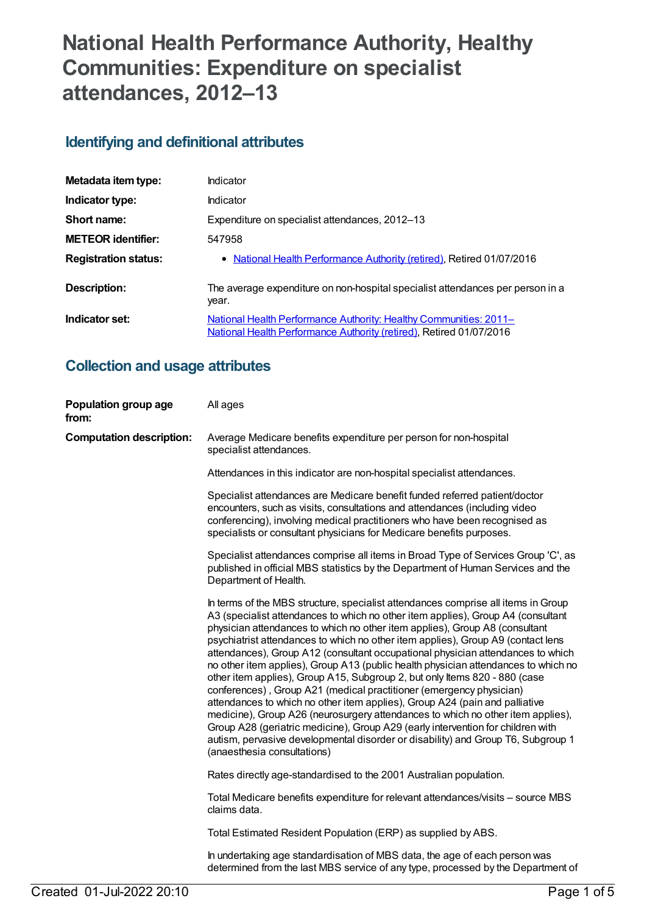# National Health Performance Authority, Healthy Communities: Expenditure on specialist attendances, 2012–13

## Identifying and definitional attributes

| | |
|---|---|
| **Metadata item type:** | Indicator |
| **Indicator type:** | Indicator |
| **Short name:** | Expenditure on specialist attendances, 2012–13 |
| **METEOR identifier:** | 547958 |
| **Registration status:** | • National Health Performance Authority (retired), Retired 01/07/2016 |
| **Description:** | The average expenditure on non-hospital specialist attendances per person in a year. |
| **Indicator set:** | National Health Performance Authority: Healthy Communities: 2011– National Health Performance Authority (retired), Retired 01/07/2016 |

## Collection and usage attributes

**Population group age from:** All ages

**Computation description:**

Average Medicare benefits expenditure per person for non-hospital specialist attendances.

Attendances in this indicator are non-hospital specialist attendances.

Specialist attendances are Medicare benefit funded referred patient/doctor encounters, such as visits, consultations and attendances (including video conferencing), involving medical practitioners who have been recognised as specialists or consultant physicians for Medicare benefits purposes.

Specialist attendances comprise all items in Broad Type of Services Group 'C', as published in official MBS statistics by the Department of Human Services and the Department of Health.

In terms of the MBS structure, specialist attendances comprise all items in Group A3 (specialist attendances to which no other item applies), Group A4 (consultant physician attendances to which no other item applies), Group A8 (consultant psychiatrist attendances to which no other item applies), Group A9 (contact lens attendances), Group A12 (consultant occupational physician attendances to which no other item applies), Group A13 (public health physician attendances to which no other item applies), Group A15, Subgroup 2, but only Items 820 - 880 (case conferences) , Group A21 (medical practitioner (emergency physician) attendances to which no other item applies), Group A24 (pain and palliative medicine), Group A26 (neurosurgery attendances to which no other item applies), Group A28 (geriatric medicine), Group A29 (early intervention for children with autism, pervasive developmental disorder or disability) and Group T6, Subgroup 1 (anaesthesia consultations)

Rates directly age-standardised to the 2001 Australian population.

Total Medicare benefits expenditure for relevant attendances/visits – source MBS claims data.

Total Estimated Resident Population (ERP) as supplied by ABS.

In undertaking age standardisation of MBS data, the age of each person was determined from the last MBS service of any type, processed by the Department of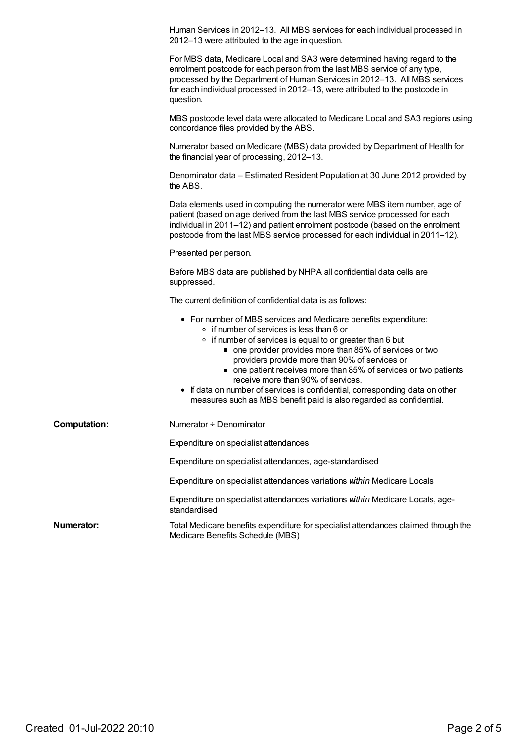Human Services in 2012–13. All MBS services for each individual processed in 2012–13 were attributed to the age in question.

For MBS data, Medicare Local and SA3 were determined having regard to the enrolment postcode for each person from the last MBS service of any type, processed by the Department of Human Services in 2012–13. All MBS services for each individual processed in 2012–13, were attributed to the postcode in question.

MBS postcode level data were allocated to Medicare Local and SA3 regions using concordance files provided by the ABS.

Numerator based on Medicare (MBS) data provided by Department of Health for the financial year of processing, 2012–13.

Denominator data – Estimated Resident Population at 30 June 2012 provided by the ABS.

Data elements used in computing the numerator were MBS item number, age of patient (based on age derived from the last MBS service processed for each individual in 2011–12) and patient enrolment postcode (based on the enrolment postcode from the last MBS service processed for each individual in 2011–12).

Presented per person.

Before MBS data are published by NHPA all confidential data cells are suppressed.

The current definition of confidential data is as follows:

- For number of MBS services and Medicare benefits expenditure:
  - if number of services is less than 6 or
  - if number of services is equal to or greater than 6 but
    - one provider provides more than 85% of services or two providers provide more than 90% of services or
    - one patient receives more than 85% of services or two patients receive more than 90% of services.
- If data on number of services is confidential, corresponding data on other measures such as MBS benefit paid is also regarded as confidential.

**Computation:** Numerator ÷ Denominator

Expenditure on specialist attendances

Expenditure on specialist attendances, age-standardised

Expenditure on specialist attendances variations *within* Medicare Locals

Expenditure on specialist attendances variations *within* Medicare Locals, age-standardised

**Numerator:** Total Medicare benefits expenditure for specialist attendances claimed through the Medicare Benefits Schedule (MBS)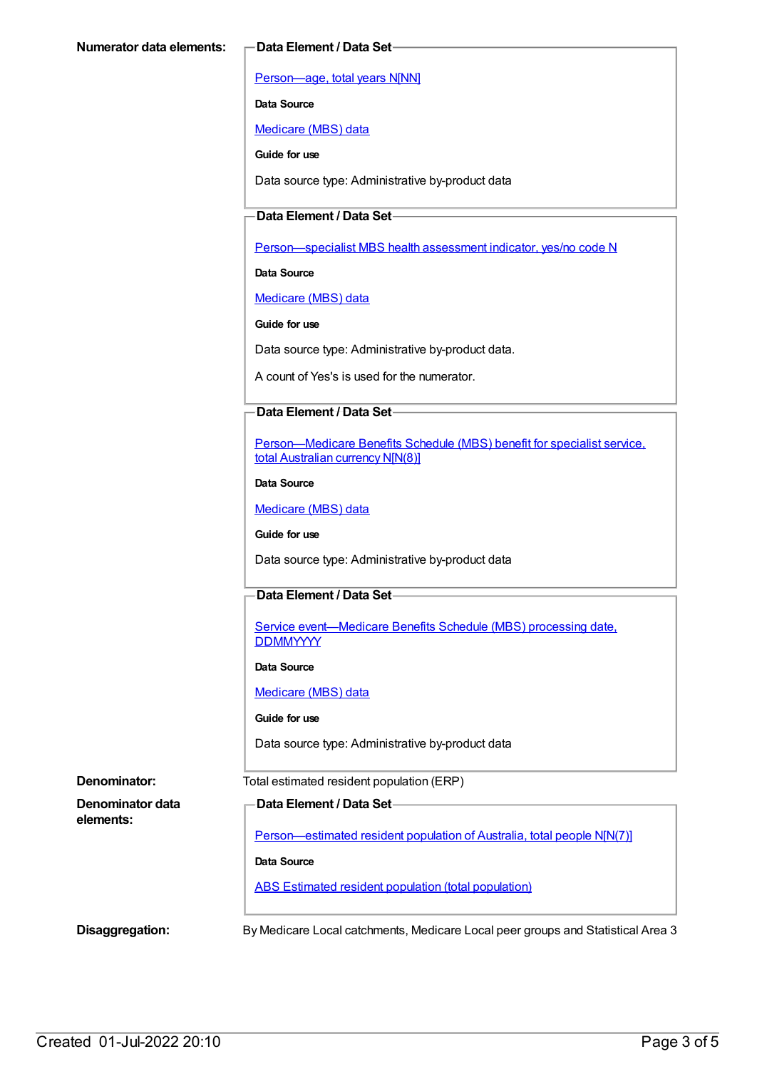**Numerator data elements:**

**Data Element / Data Set**

Person—age, total years N[NN]

**Data Source**

Medicare (MBS) data

**Guide for use**

Data source type: Administrative by-product data

**Data Element / Data Set**

Person—specialist MBS health assessment indicator, yes/no code N

**Data Source**

Medicare (MBS) data

**Guide for use**

Data source type: Administrative by-product data.

A count of Yes's is used for the numerator.

**Data Element / Data Set**

Person—Medicare Benefits Schedule (MBS) benefit for specialist service, total Australian currency N[N(8)]

**Data Source**

Medicare (MBS) data

**Guide for use**

Data source type: Administrative by-product data

**Data Element / Data Set**

Service event—Medicare Benefits Schedule (MBS) processing date, DDMMYYYY

**Data Source**

Medicare (MBS) data

**Guide for use**

Data source type: Administrative by-product data

**Denominator:** Total estimated resident population (ERP)

**Denominator data elements:**

**Data Element / Data Set**

Person—estimated resident population of Australia, total people N[N(7)]

**Data Source**

ABS Estimated resident population (total population)

**Disaggregation:** By Medicare Local catchments, Medicare Local peer groups and Statistical Area 3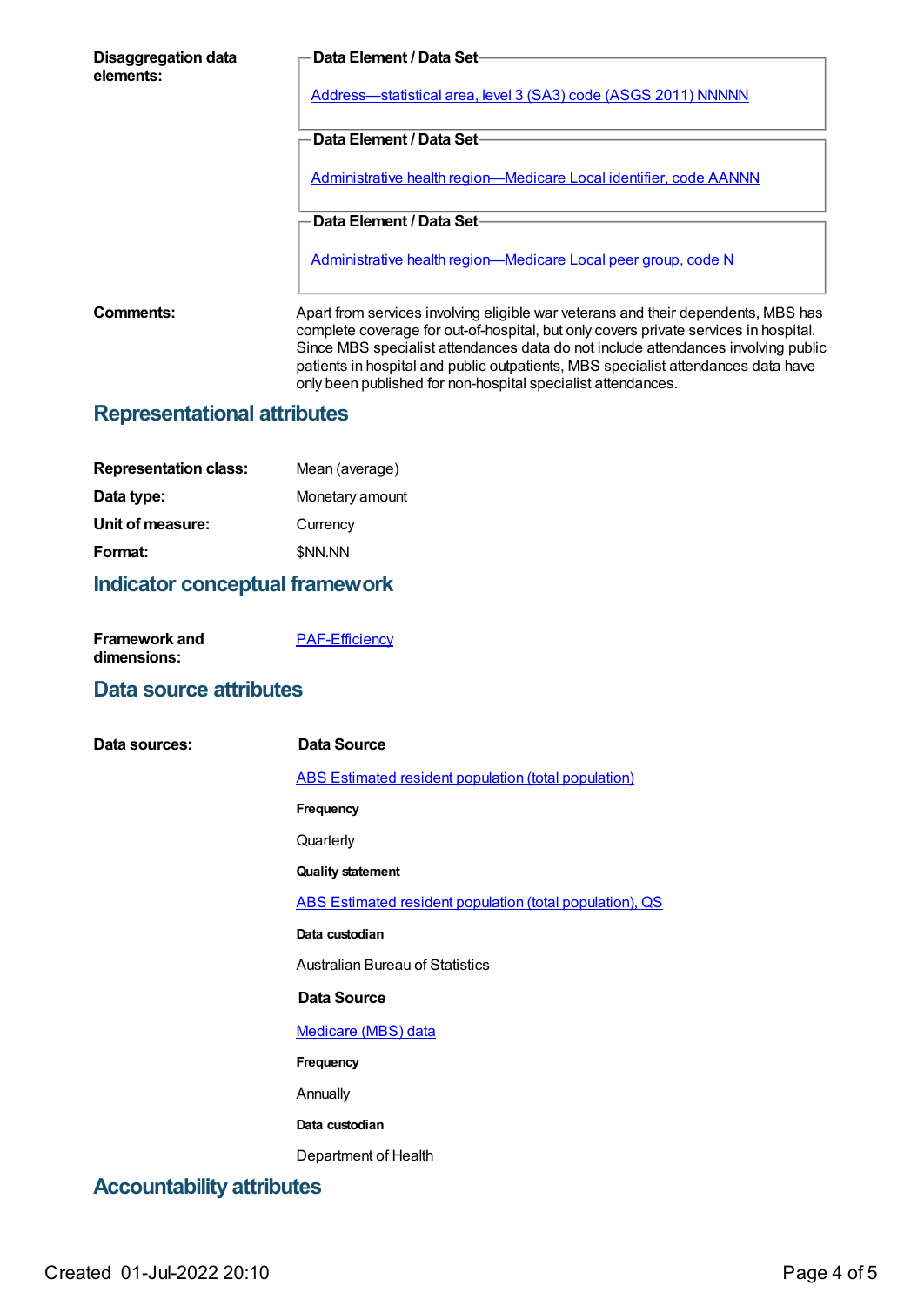**Disaggregation data elements:**

**Data Element / Data Set**

Address—statistical area, level 3 (SA3) code (ASGS 2011) NNNNN

**Data Element / Data Set**

Administrative health region—Medicare Local identifier, code AANNN

**Data Element / Data Set**

Administrative health region—Medicare Local peer group, code N

**Comments:**

Apart from services involving eligible war veterans and their dependents, MBS has complete coverage for out-of-hospital, but only covers private services in hospital. Since MBS specialist attendances data do not include attendances involving public patients in hospital and public outpatients, MBS specialist attendances data have only been published for non-hospital specialist attendances.

## Representational attributes

**Representation class:** Mean (average)

**Data type:** Monetary amount

**Unit of measure:** Currency

**Format:** $NN.NN

## Indicator conceptual framework

**Framework and dimensions:** PAF-Efficiency

## Data source attributes

**Data sources:**

**Data Source**

ABS Estimated resident population (total population)

**Frequency**

Quarterly

**Quality statement**

ABS Estimated resident population (total population), QS

**Data custodian**

Australian Bureau of Statistics

**Data Source**

Medicare (MBS) data

**Frequency**

Annually

**Data custodian**

Department of Health

## Accountability attributes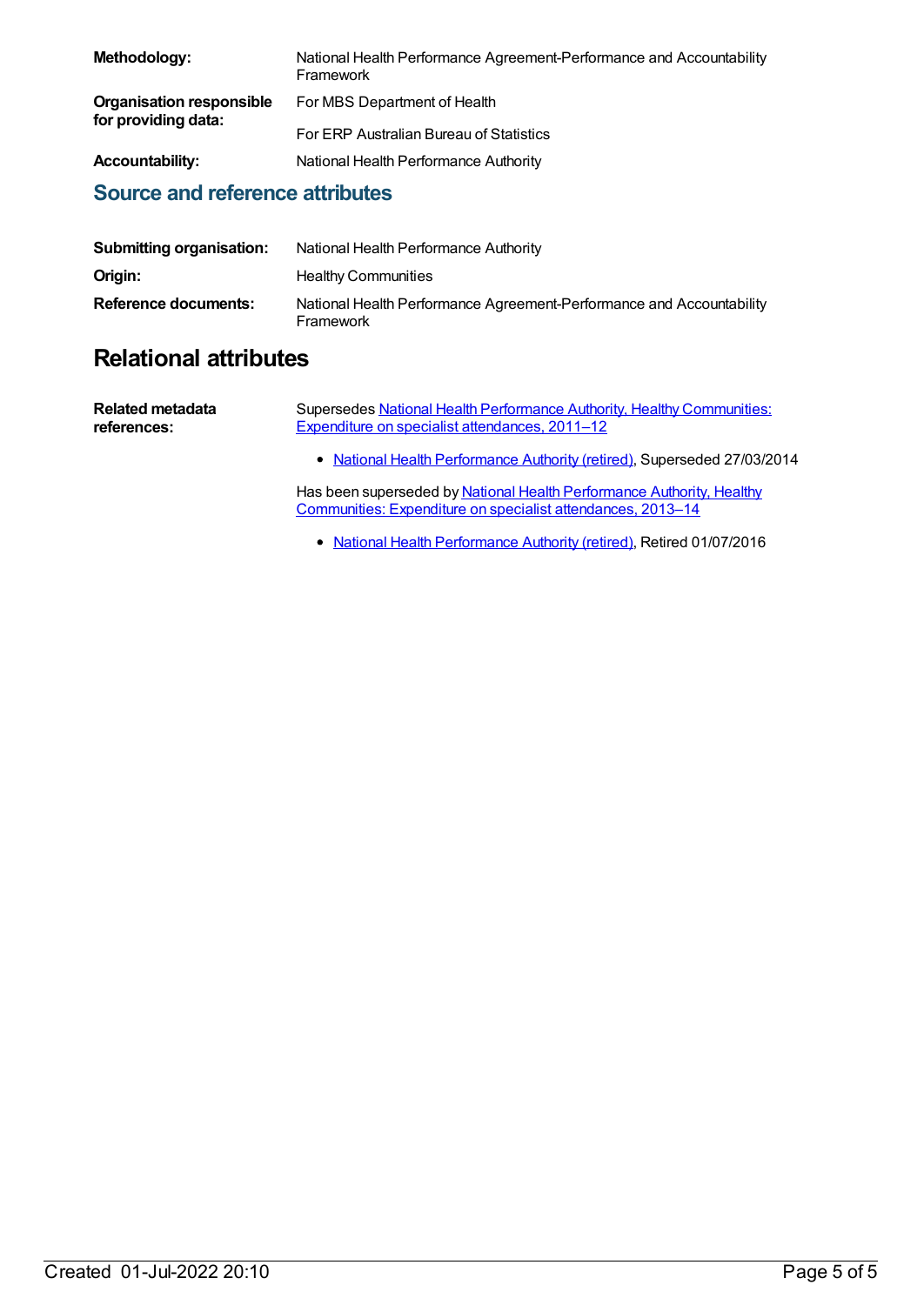**Methodology:** National Health Performance Agreement-Performance and Accountability Framework

**Organisation responsible for providing data:** For MBS Department of Health

For ERP Australian Bureau of Statistics

**Accountability:** National Health Performance Authority

### Source and reference attributes

**Submitting organisation:** National Health Performance Authority

**Origin:** Healthy Communities

**Reference documents:** National Health Performance Agreement-Performance and Accountability Framework

## Relational attributes

**Related metadata references:**

Supersedes National Health Performance Authority, Healthy Communities: Expenditure on specialist attendances, 2011–12

- National Health Performance Authority (retired), Superseded 27/03/2014

Has been superseded by National Health Performance Authority, Healthy Communities: Expenditure on specialist attendances, 2013–14

- National Health Performance Authority (retired), Retired 01/07/2016